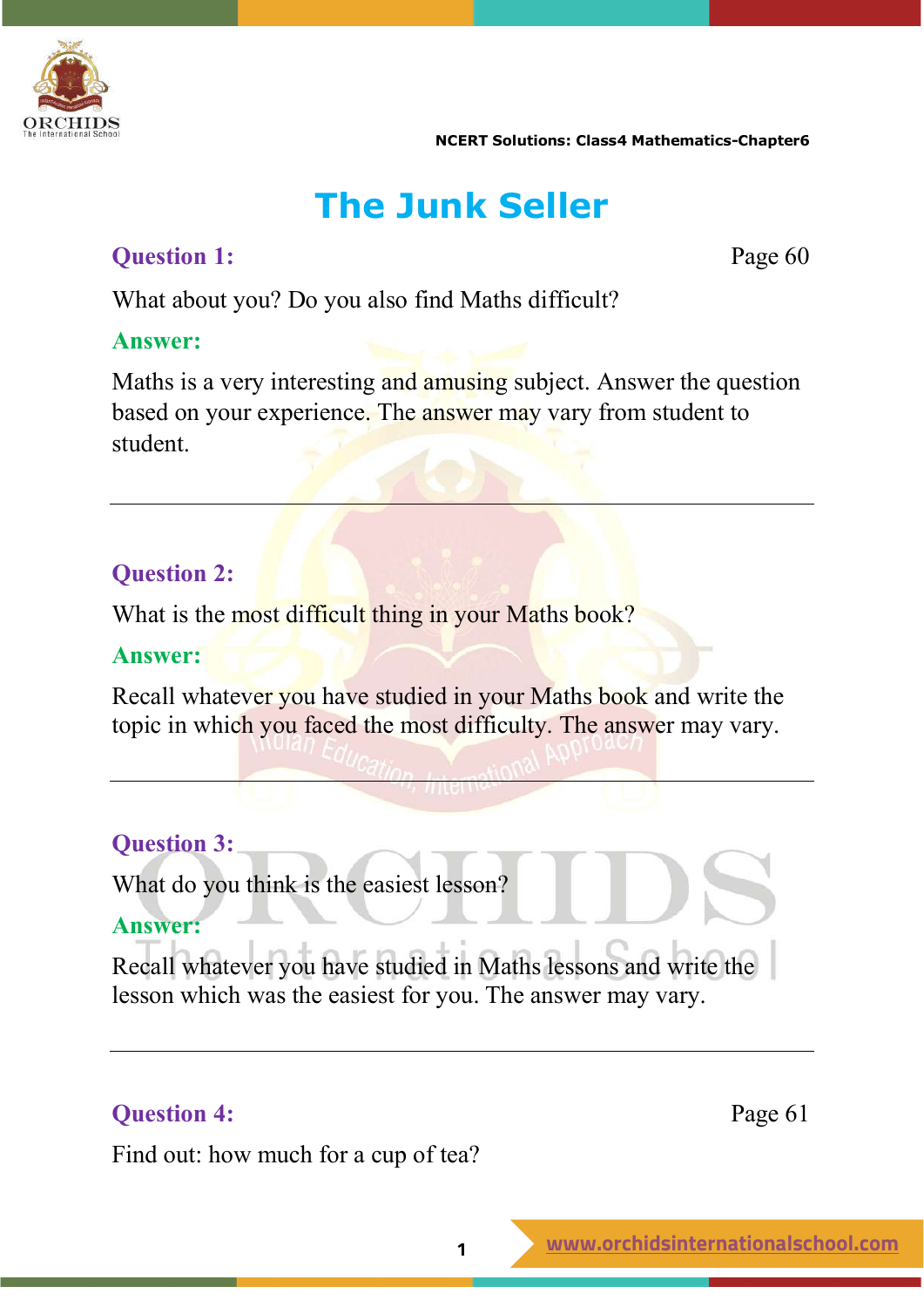# The Junk Seller

**Question 1:** Page 60

What about you? Do you also find Maths difficult?

**Answer:**

Maths is a very interesting and amusing subject. Answer the question based on your experience. The answer may vary from student to student.

---

**Question 2:**

What is the most difficult thing in your Maths book?

**Answer:**

Recall whatever you have studied in your Maths book and write the topic in which you faced the most difficulty. The answer may vary.

---

**Question 3:**

What do you think is the easiest lesson?

**Answer:**

Recall whatever you have studied in Maths lessons and write the lesson which was the easiest for you. The answer may vary.

---

**Question 4:** Page 61

Find out: how much for a cup of tea?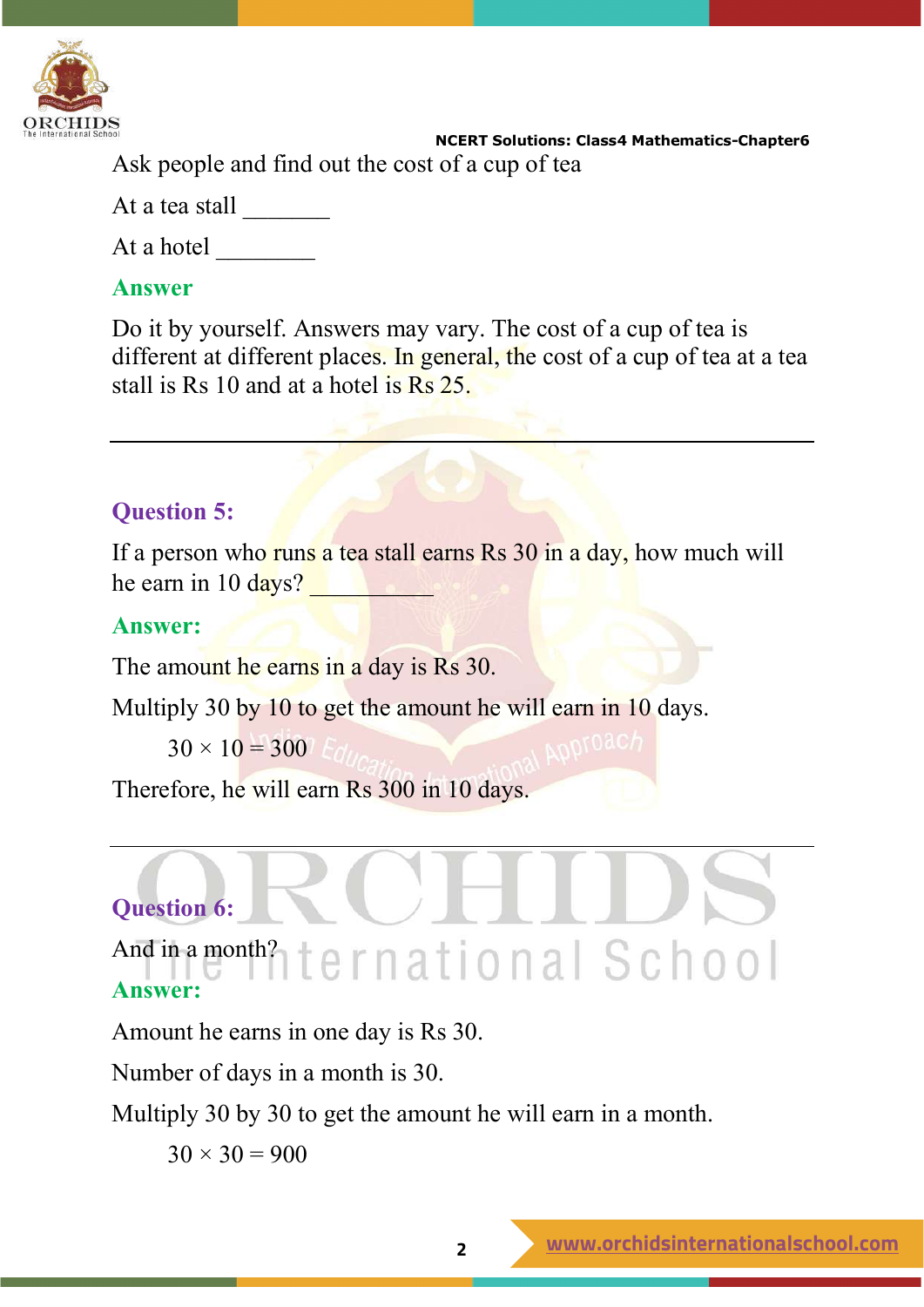Ask people and find out the cost of a cup of tea

At a tea stall _______

At a hotel ________

**Answer**

Do it by yourself. Answers may vary. The cost of a cup of tea is different at different places. In general, the cost of a cup of tea at a tea stall is Rs 10 and at a hotel is Rs 25.

---

### Question 5:

If a person who runs a tea stall earns Rs 30 in a day, how much will he earn in 10 days? __________

**Answer:**

The amount he earns in a day is Rs 30.

Multiply 30 by 10 to get the amount he will earn in 10 days.

$$30 \times 10 = 300$$

Therefore, he will earn Rs 300 in 10 days.

---

### Question 6:

And in a month?

**Answer:**

Amount he earns in one day is Rs 30.

Number of days in a month is 30.

Multiply 30 by 30 to get the amount he will earn in a month.

$$30 \times 30 = 900$$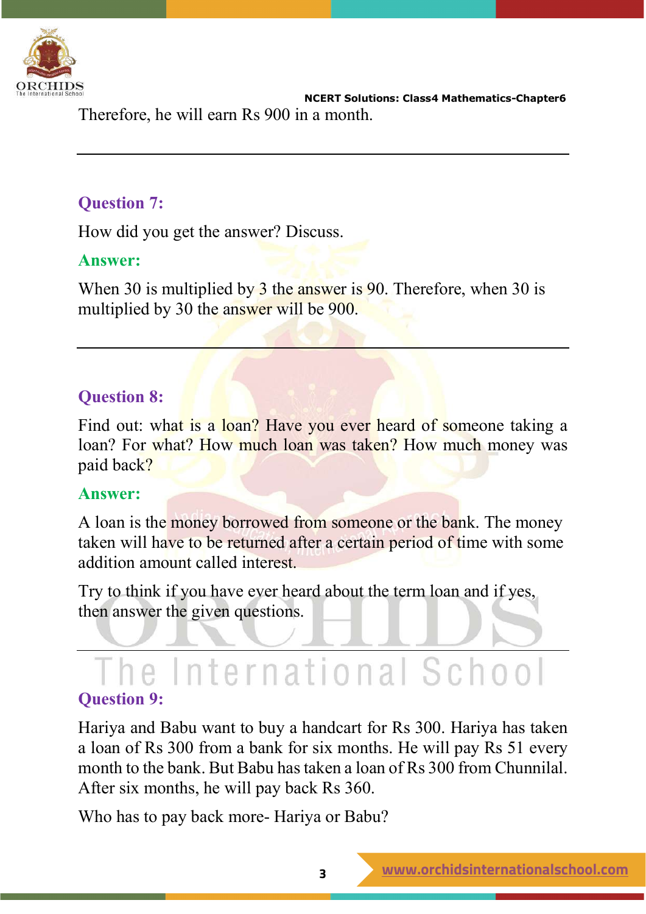Therefore, he will earn Rs 900 in a month.

---

**Question 7:**

How did you get the answer? Discuss.

**Answer:**

When 30 is multiplied by 3 the answer is 90. Therefore, when 30 is multiplied by 30 the answer will be 900.

---

**Question 8:**

Find out: what is a loan? Have you ever heard of someone taking a loan? For what? How much loan was taken? How much money was paid back?

**Answer:**

A loan is the money borrowed from someone or the bank. The money taken will have to be returned after a certain period of time with some addition amount called interest.

Try to think if you have ever heard about the term loan and if yes, then answer the given questions.

---

**Question 9:**

Hariya and Babu want to buy a handcart for Rs 300. Hariya has taken a loan of Rs 300 from a bank for six months. He will pay Rs 51 every month to the bank. But Babu has taken a loan of Rs 300 from Chunnilal. After six months, he will pay back Rs 360.

Who has to pay back more- Hariya or Babu?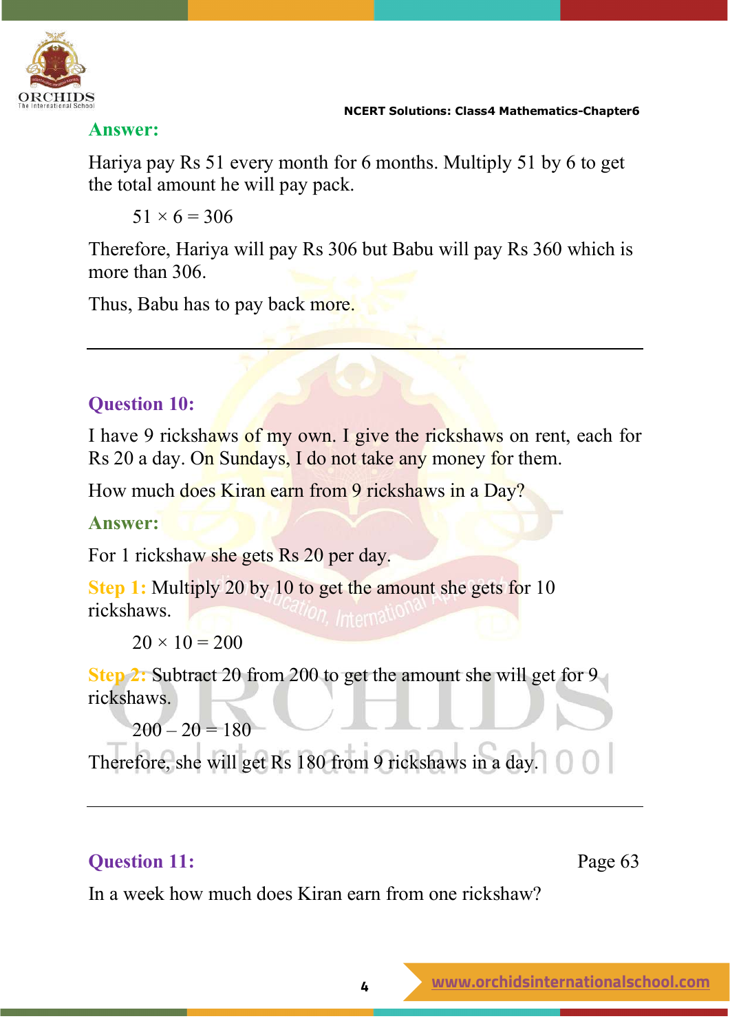**Answer:**

Hariya pay Rs 51 every month for 6 months. Multiply 51 by 6 to get the total amount he will pay pack.

$$51 \times 6 = 306$$

Therefore, Hariya will pay Rs 306 but Babu will pay Rs 360 which is more than 306.

Thus, Babu has to pay back more.

---

**Question 10:**

I have 9 rickshaws of my own. I give the rickshaws on rent, each for Rs 20 a day. On Sundays, I do not take any money for them.

How much does Kiran earn from 9 rickshaws in a Day?

**Answer:**

For 1 rickshaw she gets Rs 20 per day.

**Step 1:** Multiply 20 by 10 to get the amount she gets for 10 rickshaws.

$$20 \times 10 = 200$$

**Step 2:** Subtract 20 from 200 to get the amount she will get for 9 rickshaws.

$$200 - 20 = 180$$

Therefore, she will get Rs 180 from 9 rickshaws in a day.

---

**Question 11:** Page 63

In a week how much does Kiran earn from one rickshaw?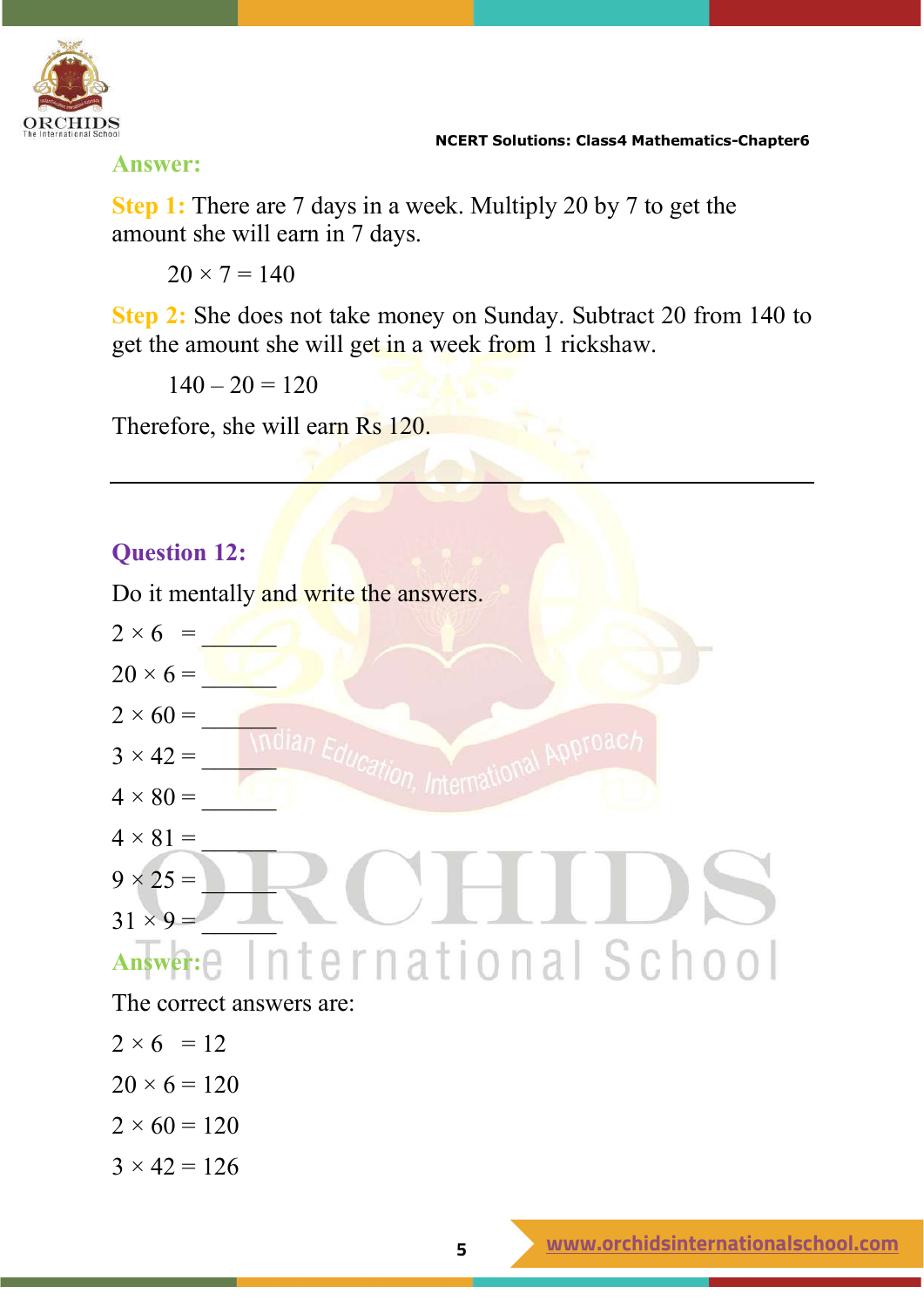**Answer:**

**Step 1:** There are 7 days in a week. Multiply 20 by 7 to get the amount she will earn in 7 days.

$$20 \times 7 = 140$$

**Step 2:** She does not take money on Sunday. Subtract 20 from 140 to get the amount she will get in a week from 1 rickshaw.

$$140 - 20 = 120$$

Therefore, she will earn Rs 120.

---

## Question 12:

Do it mentally and write the answers.

$2 \times 6 =$ ______

$20 \times 6 =$ ______

$2 \times 60 =$ ______

$3 \times 42 =$ ______

$4 \times 80 =$ ______

$4 \times 81 =$ ______

$9 \times 25 =$ ______

$31 \times 9 =$ ______

**Answer:**

The correct answers are:

$2 \times 6 = 12$

$20 \times 6 = 120$

$2 \times 60 = 120$

$3 \times 42 = 126$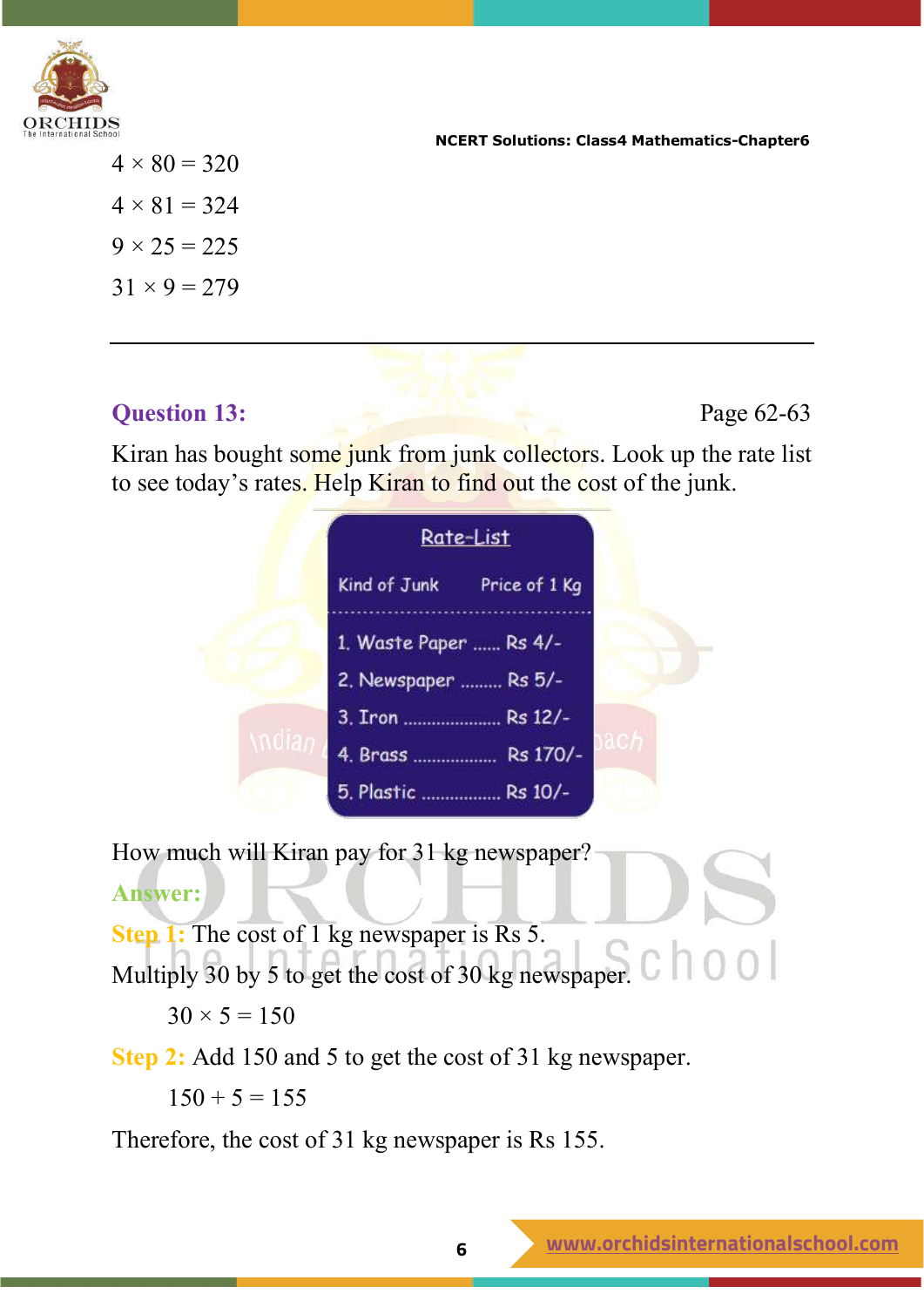$4 \times 80 = 320$

$4 \times 81 = 324$

$9 \times 25 = 225$

$31 \times 9 = 279$

---

**Question 13:** Page 62-63

Kiran has bought some junk from junk collectors. Look up the rate list to see today's rates. Help Kiran to find out the cost of the junk.

**Rate-List**

| Kind of Junk | Price of 1 Kg |
|---|---|
| 1. Waste Paper | Rs 4/- |
| 2. Newspaper | Rs 5/- |
| 3. Iron | Rs 12/- |
| 4. Brass | Rs 170/- |
| 5. Plastic | Rs 10/- |

How much will Kiran pay for 31 kg newspaper?

**Answer:**

**Step 1:** The cost of 1 kg newspaper is Rs 5.

Multiply 30 by 5 to get the cost of 30 kg newspaper.

$30 \times 5 = 150$

**Step 2:** Add 150 and 5 to get the cost of 31 kg newspaper.

$150 + 5 = 155$

Therefore, the cost of 31 kg newspaper is Rs 155.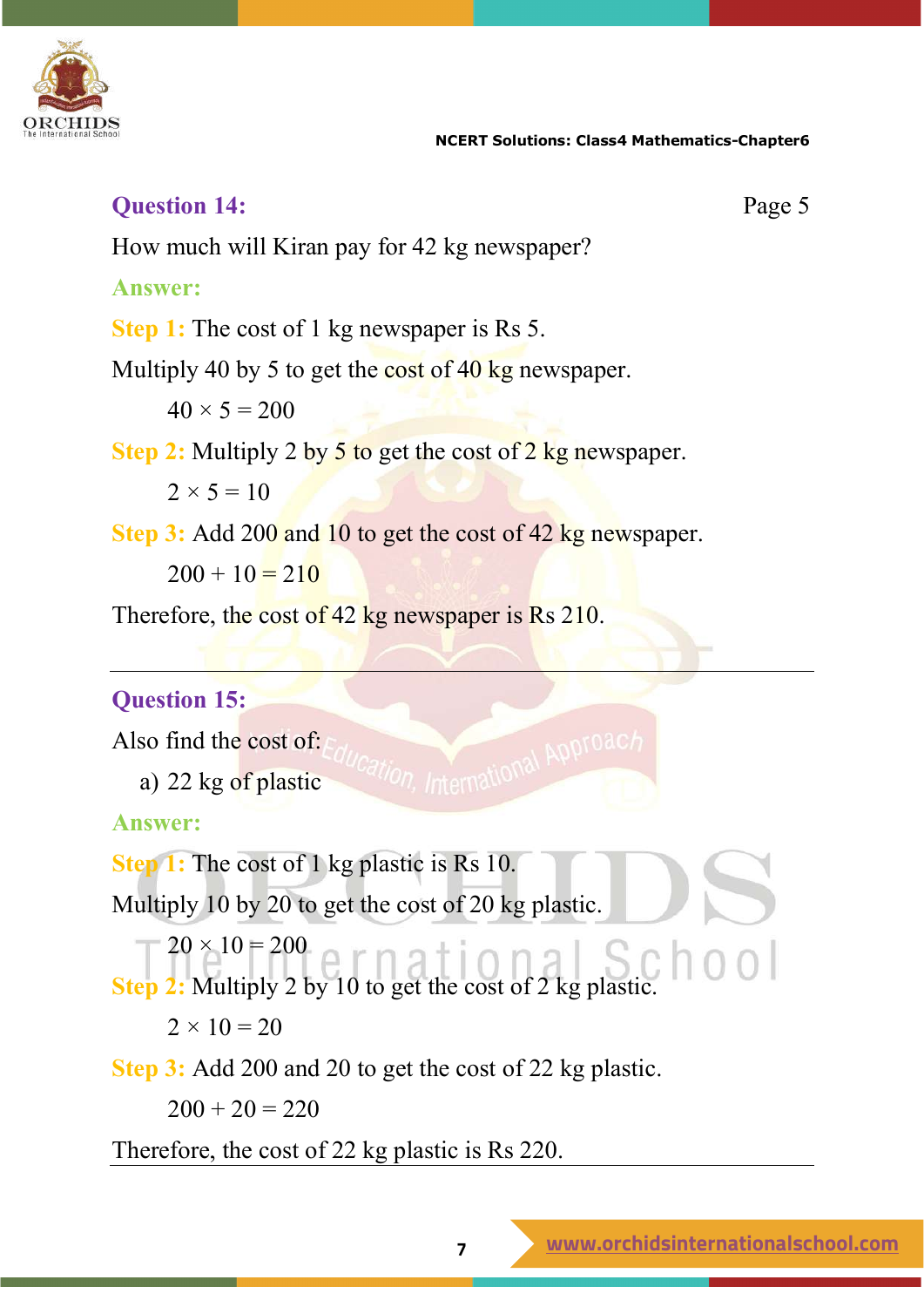### Question 14:

Page 5

How much will Kiran pay for 42 kg newspaper?

**Answer:**

**Step 1:** The cost of 1 kg newspaper is Rs 5.

Multiply 40 by 5 to get the cost of 40 kg newspaper.

$40 \times 5 = 200$

**Step 2:** Multiply 2 by 5 to get the cost of 2 kg newspaper.

$2 \times 5 = 10$

**Step 3:** Add 200 and 10 to get the cost of 42 kg newspaper.

$200 + 10 = 210$

Therefore, the cost of 42 kg newspaper is Rs 210.

---

### Question 15:

Also find the cost of:

a) 22 kg of plastic

**Answer:**

**Step 1:** The cost of 1 kg plastic is Rs 10.

Multiply 10 by 20 to get the cost of 20 kg plastic.

$20 \times 10 = 200$

**Step 2:** Multiply 2 by 10 to get the cost of 2 kg plastic.

$2 \times 10 = 20$

**Step 3:** Add 200 and 20 to get the cost of 22 kg plastic.

$200 + 20 = 220$

Therefore, the cost of 22 kg plastic is Rs 220.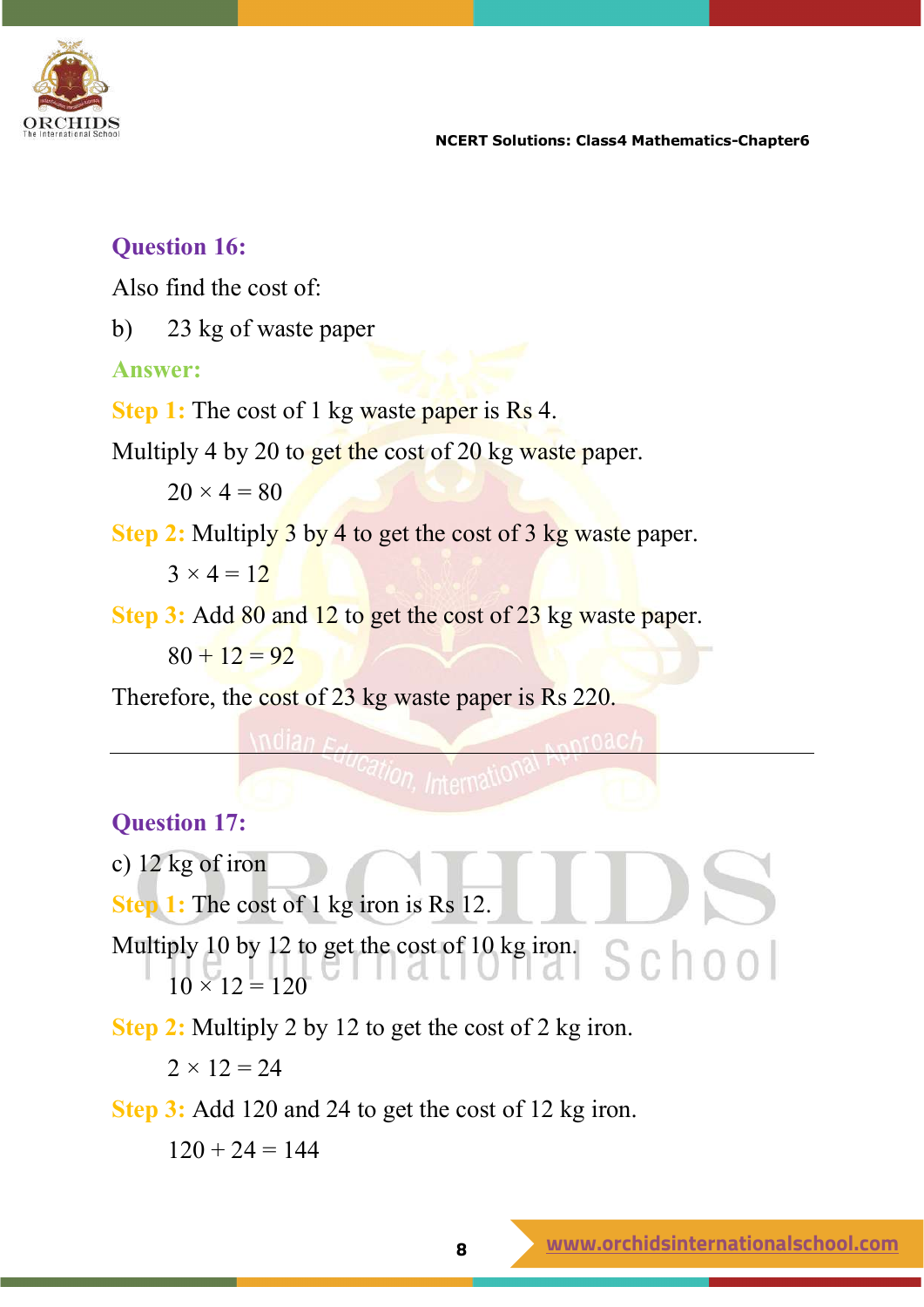**Question 16:**

Also find the cost of:

b) 23 kg of waste paper

**Answer:**

**Step 1:** The cost of 1 kg waste paper is Rs 4.

Multiply 4 by 20 to get the cost of 20 kg waste paper.

$20 \times 4 = 80$

**Step 2:** Multiply 3 by 4 to get the cost of 3 kg waste paper.

$3 \times 4 = 12$

**Step 3:** Add 80 and 12 to get the cost of 23 kg waste paper.

$80 + 12 = 92$

Therefore, the cost of 23 kg waste paper is Rs 220.

---

**Question 17:**

c) 12 kg of iron

**Step 1:** The cost of 1 kg iron is Rs 12.

Multiply 10 by 12 to get the cost of 10 kg iron.

$10 \times 12 = 120$

**Step 2:** Multiply 2 by 12 to get the cost of 2 kg iron.

$2 \times 12 = 24$

**Step 3:** Add 120 and 24 to get the cost of 12 kg iron.

$120 + 24 = 144$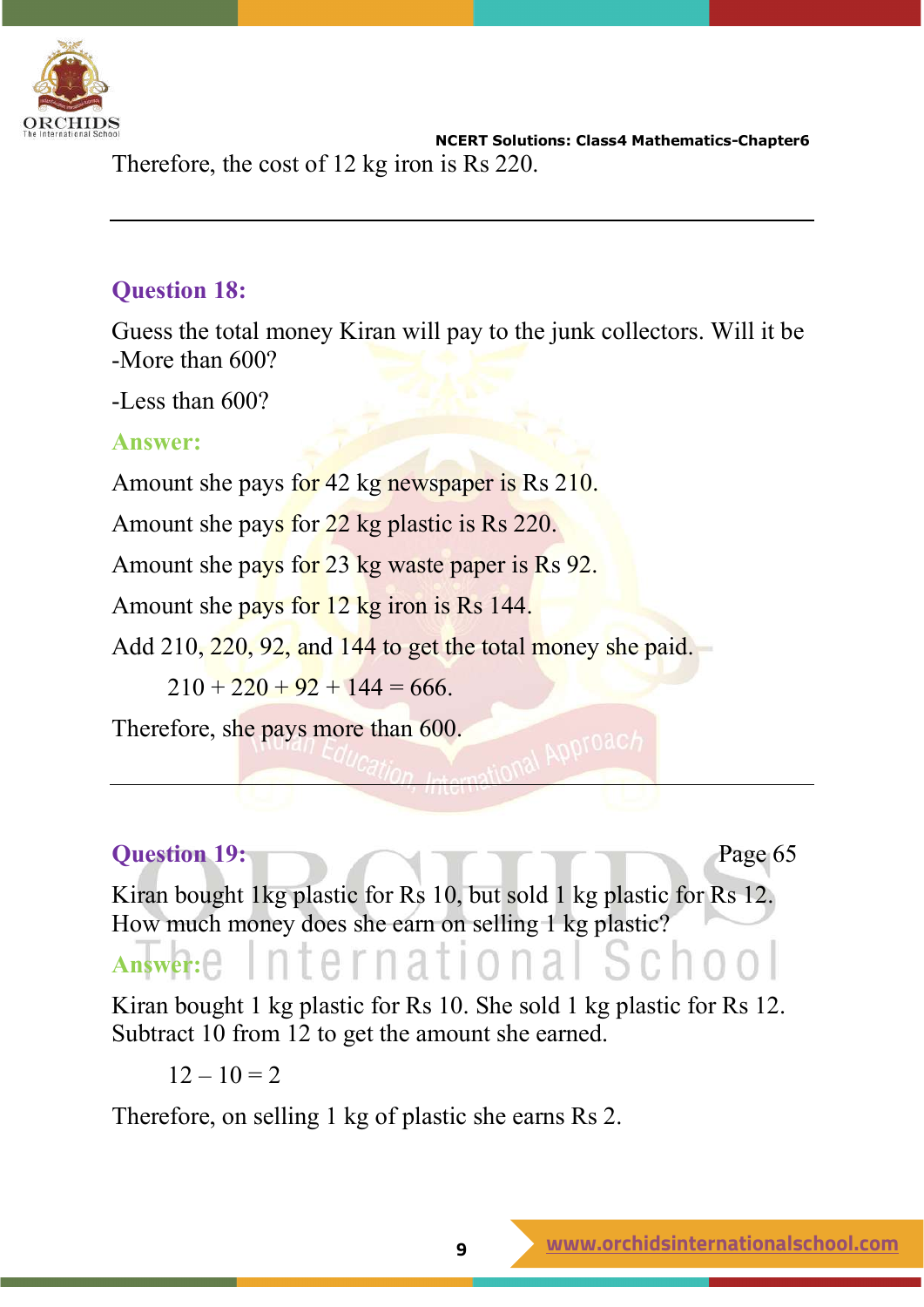Therefore, the cost of 12 kg iron is Rs 220.

---

### Question 18:

Guess the total money Kiran will pay to the junk collectors. Will it be
-More than 600?

-Less than 600?

**Answer:**

Amount she pays for 42 kg newspaper is Rs 210.

Amount she pays for 22 kg plastic is Rs 220.

Amount she pays for 23 kg waste paper is Rs 92.

Amount she pays for 12 kg iron is Rs 144.

Add 210, 220, 92, and 144 to get the total money she paid.

$$210 + 220 + 92 + 144 = 666.$$

Therefore, she pays more than 600.

---

### Question 19:

Page 65

Kiran bought 1kg plastic for Rs 10, but sold 1 kg plastic for Rs 12. How much money does she earn on selling 1 kg plastic?

**Answer:**

Kiran bought 1 kg plastic for Rs 10. She sold 1 kg plastic for Rs 12. Subtract 10 from 12 to get the amount she earned.

$$12 - 10 = 2$$

Therefore, on selling 1 kg of plastic she earns Rs 2.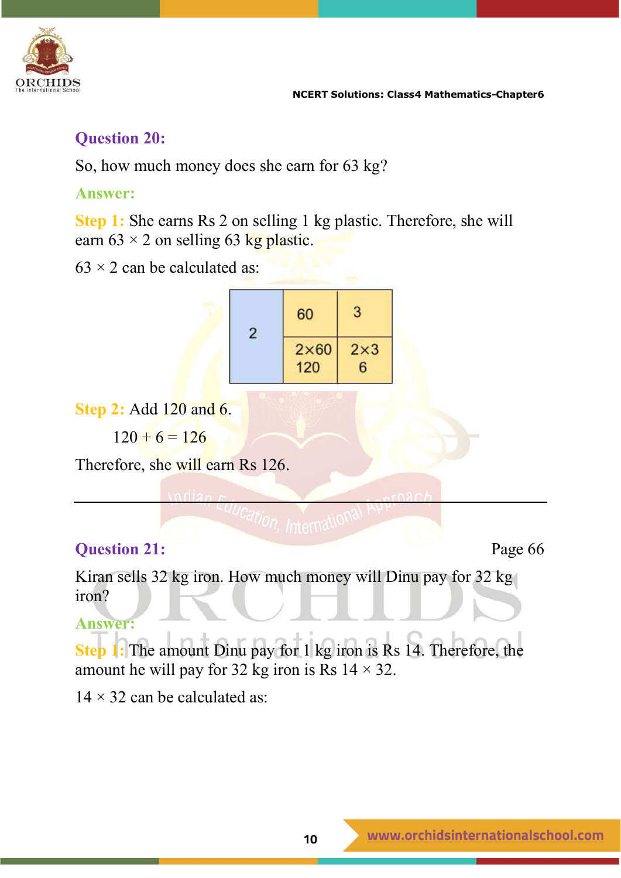### Question 20:

So, how much money does she earn for 63 kg?

**Answer:**

**Step 1:** She earns Rs 2 on selling 1 kg plastic. Therefore, she will earn $63 \times 2$ on selling 63 kg plastic.

$63 \times 2$ can be calculated as:

| | 60 | 3 |
|---|---|---|
| 2 | 2×60<br>120 | 2×3<br>6 |

**Step 2:** Add 120 and 6.

$120 + 6 = 126$

Therefore, she will earn Rs 126.

---

### Question 21:

Page 66

Kiran sells 32 kg iron. How much money will Dinu pay for 32 kg iron?

**Answer:**

**Step 1:** The amount Dinu pay for 1 kg iron is Rs 14. Therefore, the amount he will pay for 32 kg iron is Rs $14 \times 32$.

$14 \times 32$ can be calculated as: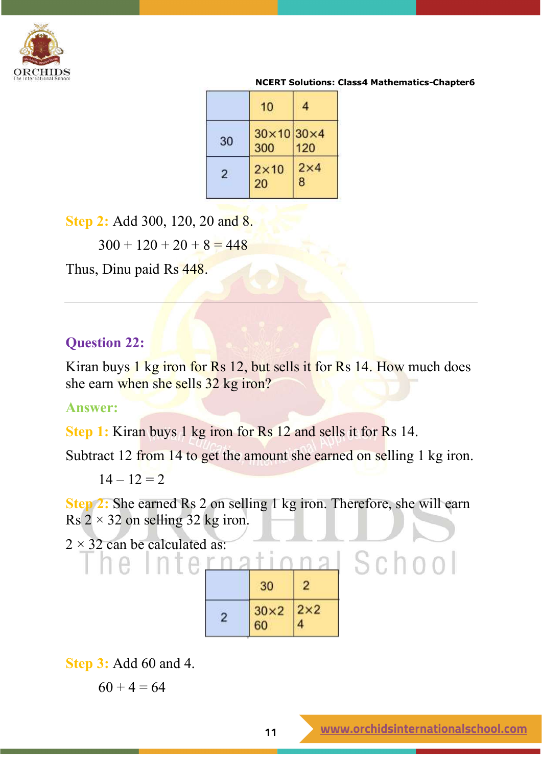|  | 10 | 4 |
| --- | --- | --- |
| 30 | 30×10 300 | 30×4 120 |
| 2 | 2×10 20 | 2×4 8 |

**Step 2:** Add 300, 120, 20 and 8.

$300 + 120 + 20 + 8 = 448$

Thus, Dinu paid Rs 448.

---

## Question 22:

Kiran buys 1 kg iron for Rs 12, but sells it for Rs 14. How much does she earn when she sells 32 kg iron?

**Answer:**

**Step 1:** Kiran buys 1 kg iron for Rs 12 and sells it for Rs 14.

Subtract 12 from 14 to get the amount she earned on selling 1 kg iron.

$14 - 12 = 2$

**Step 2:** She earned Rs 2 on selling 1 kg iron. Therefore, she will earn Rs $2 \times 32$ on selling 32 kg iron.

$2 \times 32$ can be calculated as:

|  | 30 | 2 |
| --- | --- | --- |
| 2 | 30×2 60 | 2×2 4 |

**Step 3:** Add 60 and 4.

$60 + 4 = 64$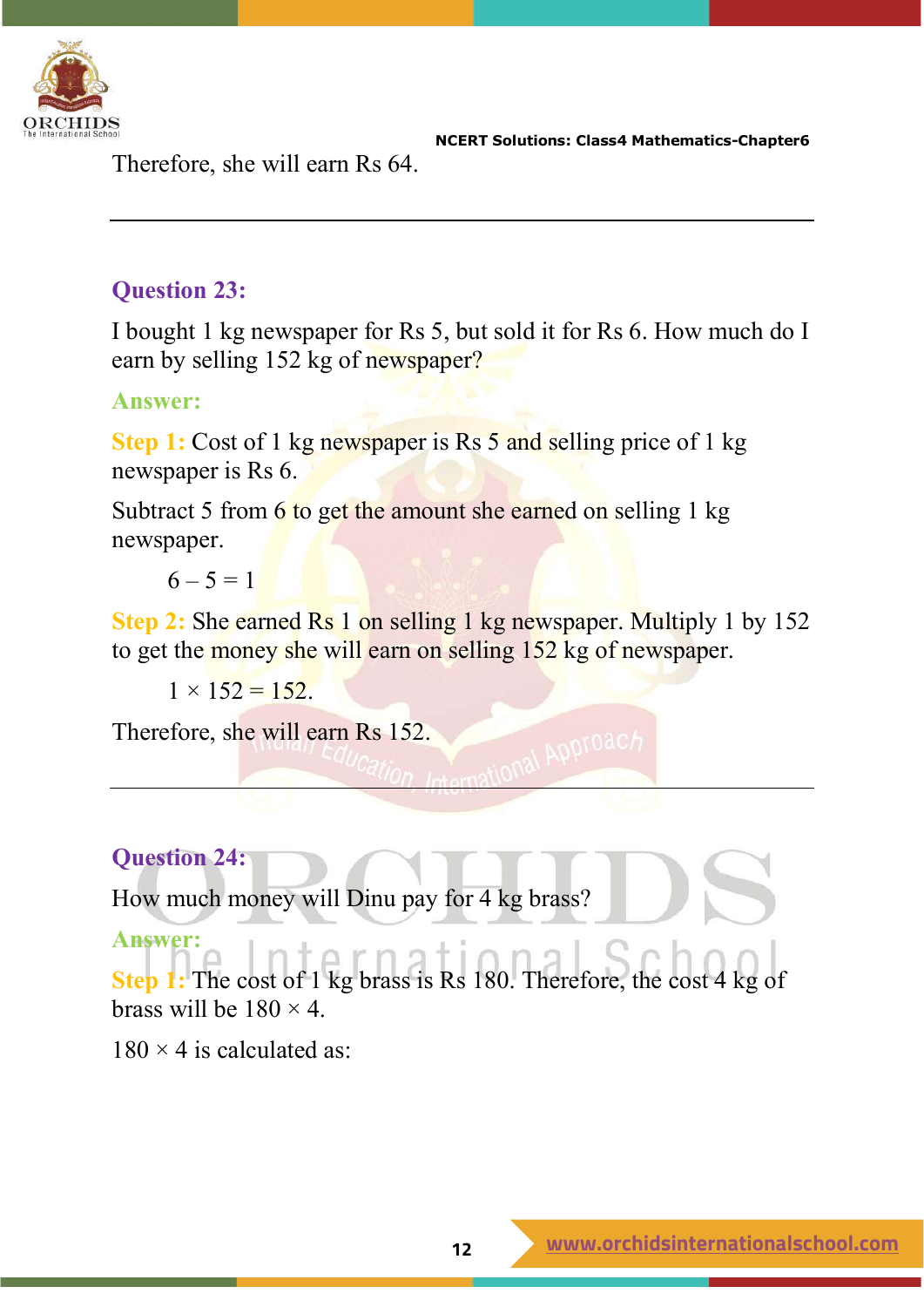Therefore, she will earn Rs 64.

---

**Question 23:**

I bought 1 kg newspaper for Rs 5, but sold it for Rs 6. How much do I earn by selling 152 kg of newspaper?

**Answer:**

**Step 1:** Cost of 1 kg newspaper is Rs 5 and selling price of 1 kg newspaper is Rs 6.

Subtract 5 from 6 to get the amount she earned on selling 1 kg newspaper.

$6 - 5 = 1$

**Step 2:** She earned Rs 1 on selling 1 kg newspaper. Multiply 1 by 152 to get the money she will earn on selling 152 kg of newspaper.

$1 \times 152 = 152.$

Therefore, she will earn Rs 152.

---

**Question 24:**

How much money will Dinu pay for 4 kg brass?

**Answer:**

**Step 1:** The cost of 1 kg brass is Rs 180. Therefore, the cost 4 kg of brass will be $180 \times 4$.

$180 \times 4$ is calculated as: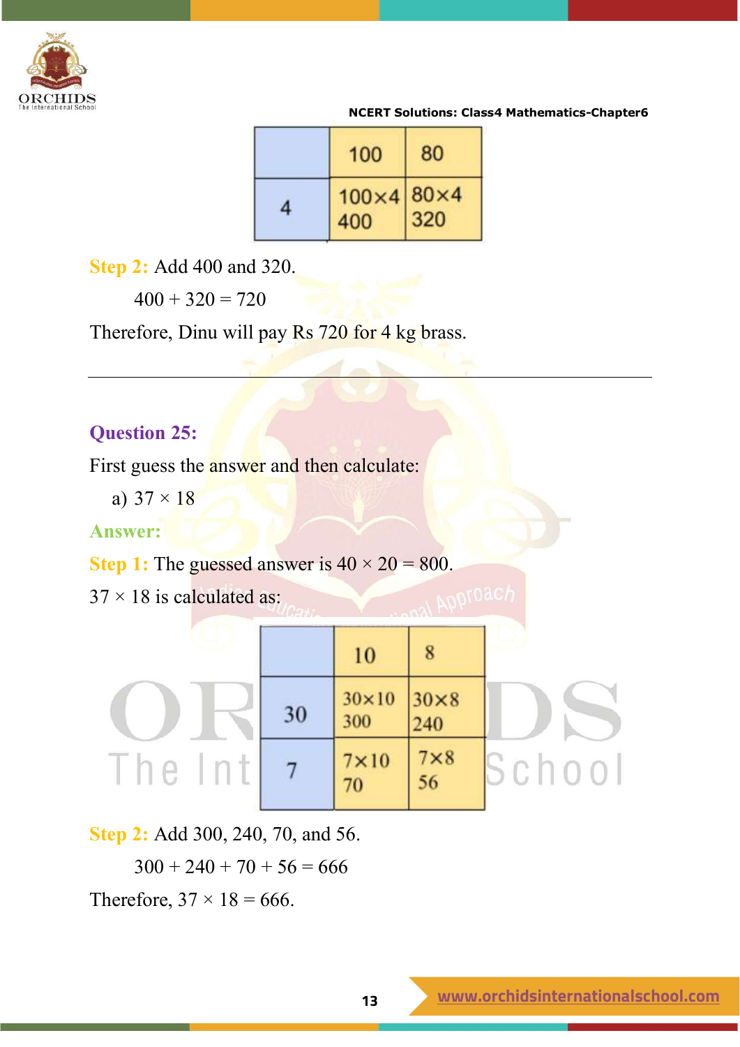|  | 100 | 80 |
|---|---|---|
| 4 | 100×4<br>400 | 80×4<br>320 |

**Step 2:** Add 400 and 320.

$400 + 320 = 720$

Therefore, Dinu will pay Rs 720 for 4 kg brass.

---

## Question 25:

First guess the answer and then calculate:

a) $37 \times 18$

**Answer:**

**Step 1:** The guessed answer is $40 \times 20 = 800$.

$37 \times 18$ is calculated as:

|  | 10 | 8 |
|---|---|---|
| 30 | 30×10<br>300 | 30×8<br>240 |
| 7 | 7×10<br>70 | 7×8<br>56 |

**Step 2:** Add 300, 240, 70, and 56.

$300 + 240 + 70 + 56 = 666$

Therefore, $37 \times 18 = 666$.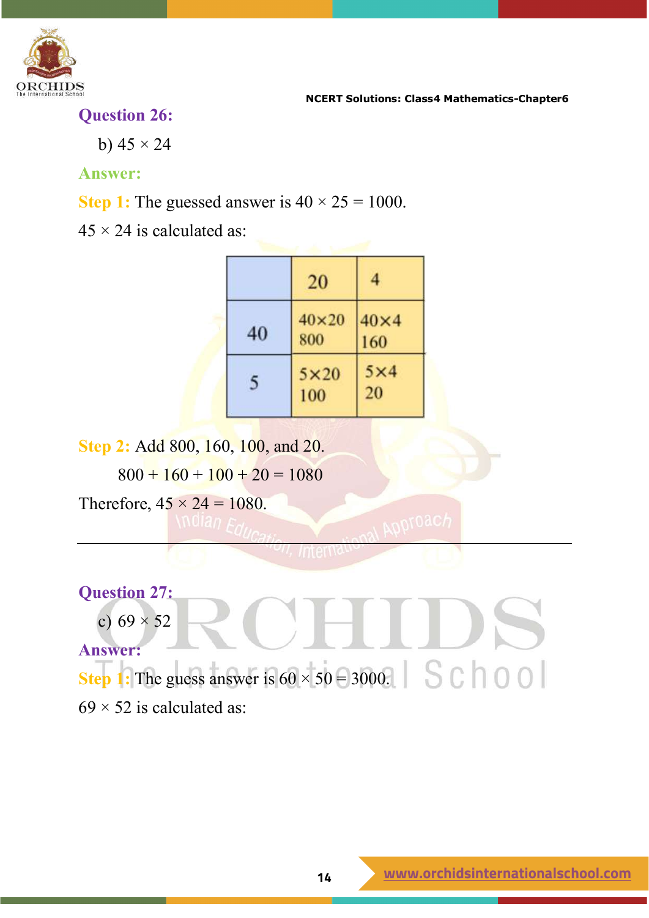**Question 26:**

b) $45 \times 24$

**Answer:**

**Step 1:** The guessed answer is $40 \times 25 = 1000$.

$45 \times 24$ is calculated as:

| | 20 | 4 |
|---|---|---|
| 40 | $40 \times 20$ 800 | $40 \times 4$ 160 |
| 5 | $5 \times 20$ 100 | $5 \times 4$ 20 |

**Step 2:** Add 800, 160, 100, and 20.

$$800 + 160 + 100 + 20 = 1080$$

Therefore, $45 \times 24 = 1080$.

---

**Question 27:**

c) $69 \times 52$

**Answer:**

**Step 1:** The guess answer is $60 \times 50 = 3000$.

$69 \times 52$ is calculated as: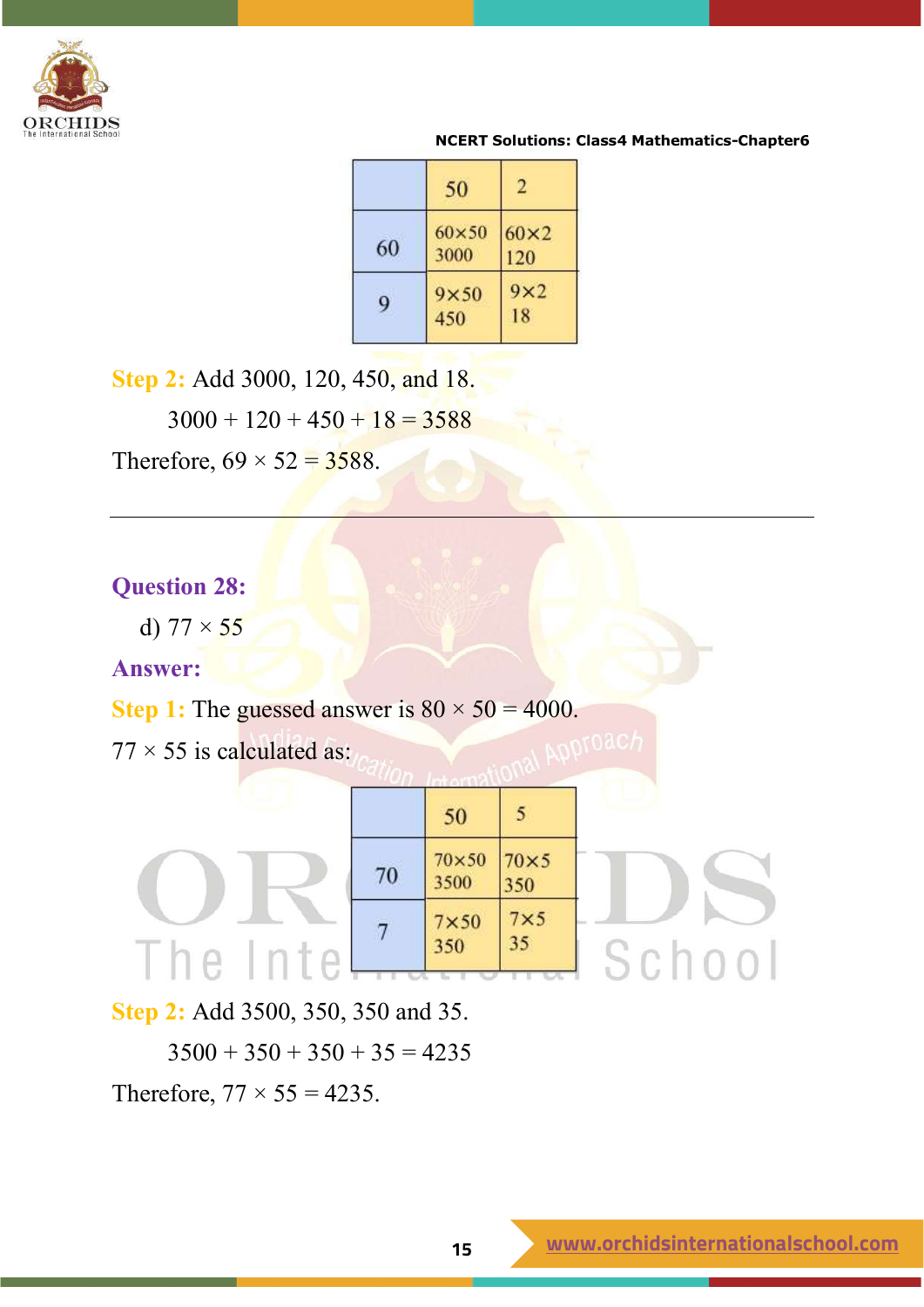|  | 50 | 2 |
|---|---|---|
| 60 | 60×50<br>3000 | 60×2<br>120 |
| 9 | 9×50<br>450 | 9×2<br>18 |

**Step 2:** Add 3000, 120, 450, and 18.

$3000 + 120 + 450 + 18 = 3588$

Therefore, $69 \times 52 = 3588$.

---

**Question 28:**

d) $77 \times 55$

**Answer:**

**Step 1:** The guessed answer is $80 \times 50 = 4000$.

$77 \times 55$ is calculated as:

|  | 50 | 5 |
|---|---|---|
| 70 | 70×50<br>3500 | 70×5<br>350 |
| 7 | 7×50<br>350 | 7×5<br>35 |

**Step 2:** Add 3500, 350, 350 and 35.

$3500 + 350 + 350 + 35 = 4235$

Therefore, $77 \times 55 = 4235$.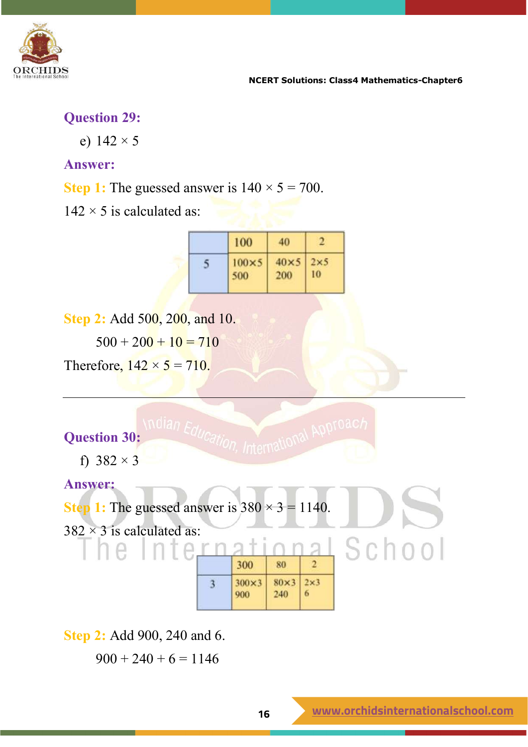**Question 29:**

e) $142 \times 5$

**Answer:**

**Step 1:** The guessed answer is $140 \times 5 = 700$.

$142 \times 5$ is calculated as:

| | 100 | 40 | 2 |
|---|---|---|---|
| 5 | 100×5<br>500 | 40×5<br>200 | 2×5<br>10 |

**Step 2:** Add 500, 200, and 10.

$500 + 200 + 10 = 710$

Therefore, $142 \times 5 = 710$.

---

**Question 30:**

f) $382 \times 3$

**Answer:**

**Step 1:** The guessed answer is $380 \times 3 = 1140$.

$382 \times 3$ is calculated as:

| | 300 | 80 | 2 |
|---|---|---|---|
| 3 | 300×3<br>900 | 80×3<br>240 | 2×3<br>6 |

**Step 2:** Add 900, 240 and 6.

$900 + 240 + 6 = 1146$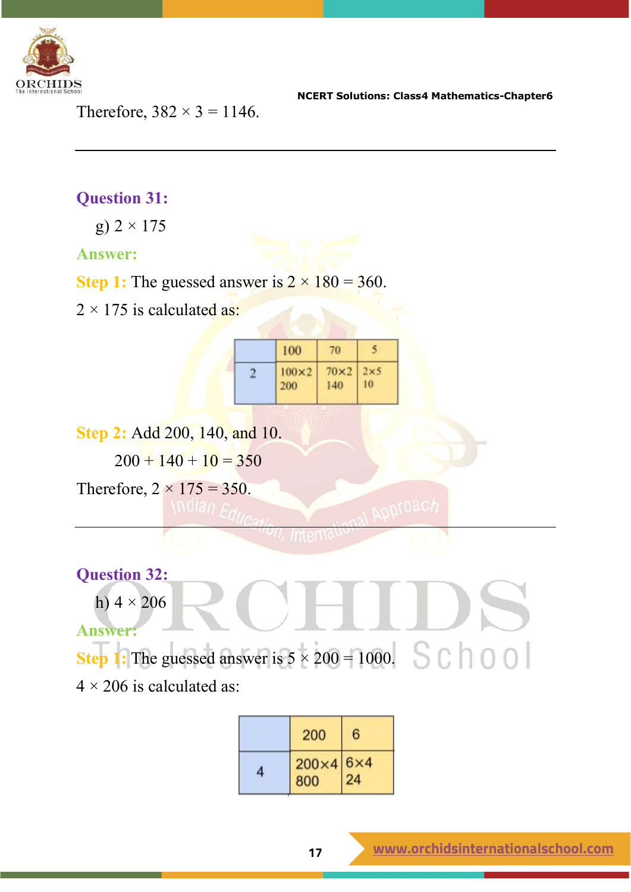Therefore, 382 × 3 = 1146.

---

**Question 31:**

g) 2 × 175

**Answer:**

**Step 1:** The guessed answer is 2 × 180 = 360.

2 × 175 is calculated as:

| | 100 | 70 | 5 |
|---|---|---|---|
| 2 | 100×2 200 | 70×2 140 | 2×5 10 |

**Step 2:** Add 200, 140, and 10.

200 + 140 + 10 = 350

Therefore, 2 × 175 = 350.

---

**Question 32:**

h) 4 × 206

**Answer:**

**Step 1:** The guessed answer is 5 × 200 = 1000.

4 × 206 is calculated as:

| | 200 | 6 |
|---|---|---|
| 4 | 200×4 800 | 6×4 24 |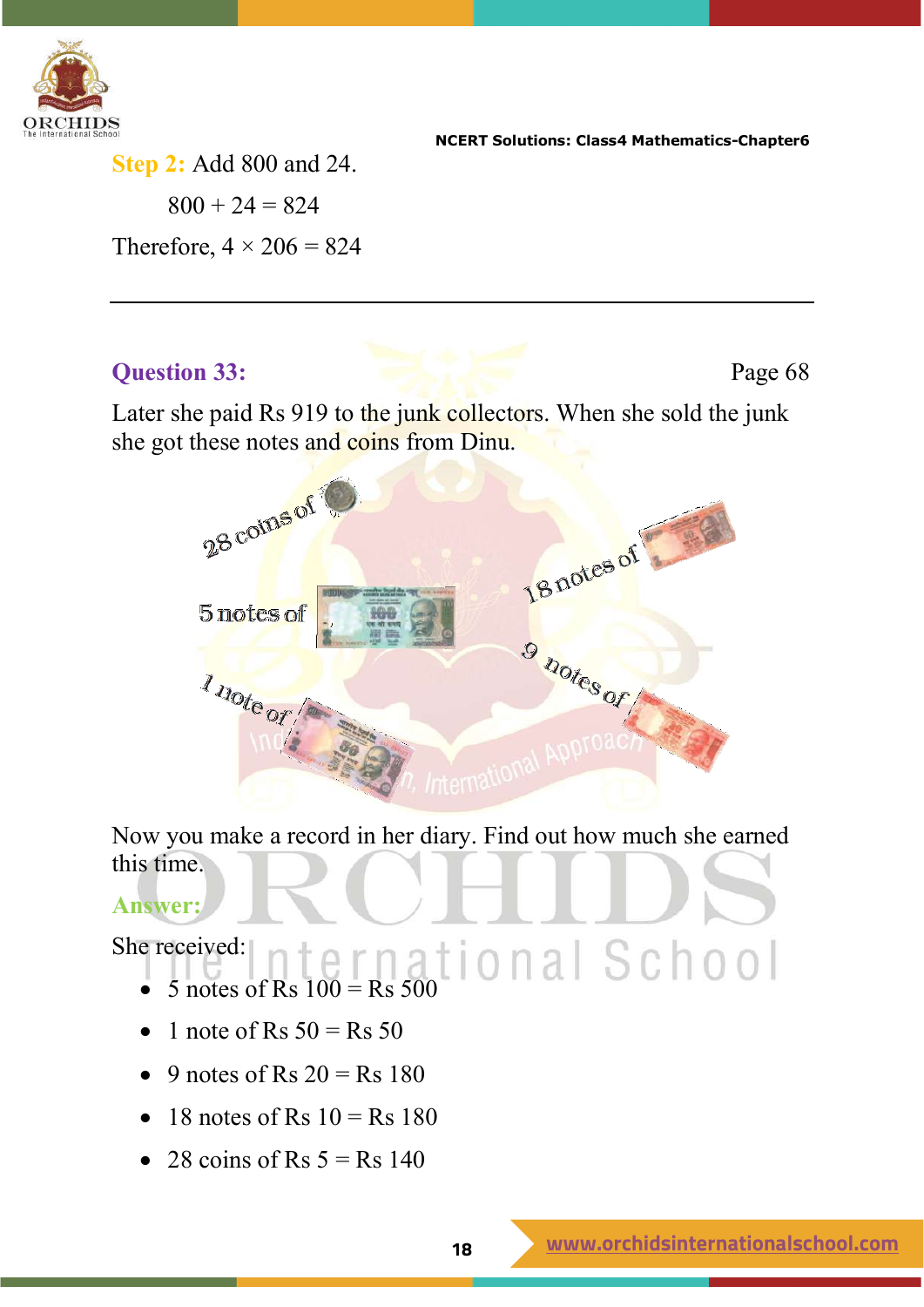**Step 2:** Add 800 and 24.

$800 + 24 = 824$

Therefore, $4 \times 206 = 824$

---

**Question 33:** Page 68

Later she paid Rs 919 to the junk collectors. When she sold the junk she got these notes and coins from Dinu.

28 coins of

5 notes of

1 note of

18 notes of

9 notes of

Now you make a record in her diary. Find out how much she earned this time.

**Answer:**

She received:

- 5 notes of Rs 100 = Rs 500
- 1 note of Rs 50 = Rs 50
- 9 notes of Rs 20 = Rs 180
- 18 notes of Rs 10 = Rs 180
- 28 coins of Rs 5 = Rs 140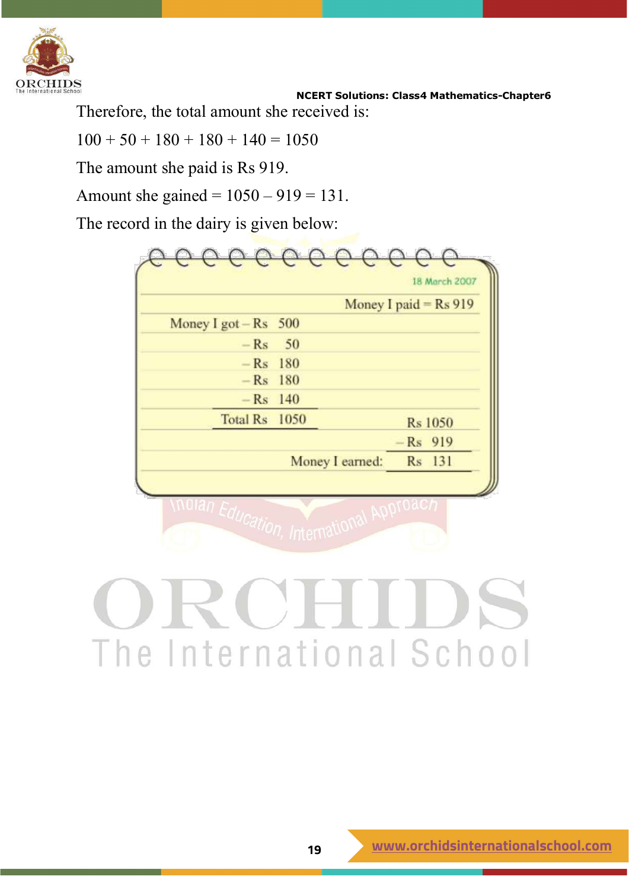Therefore, the total amount she received is:

100 + 50 + 180 + 180 + 140 = 1050

The amount she paid is Rs 919.

Amount she gained = 1050 – 919 = 131.

The record in the dairy is given below:

18 March 2007

| | | |
|---|---|---|
| | | Money I paid = Rs 919 |
| Money I got – Rs 500 | | |
| – Rs 50 | | |
| – Rs 180 | | |
| – Rs 180 | | |
| – Rs 140 | | |
| Total Rs 1050 | | Rs 1050 |
| | | – Rs 919 |
| | Money I earned: | Rs 131 |